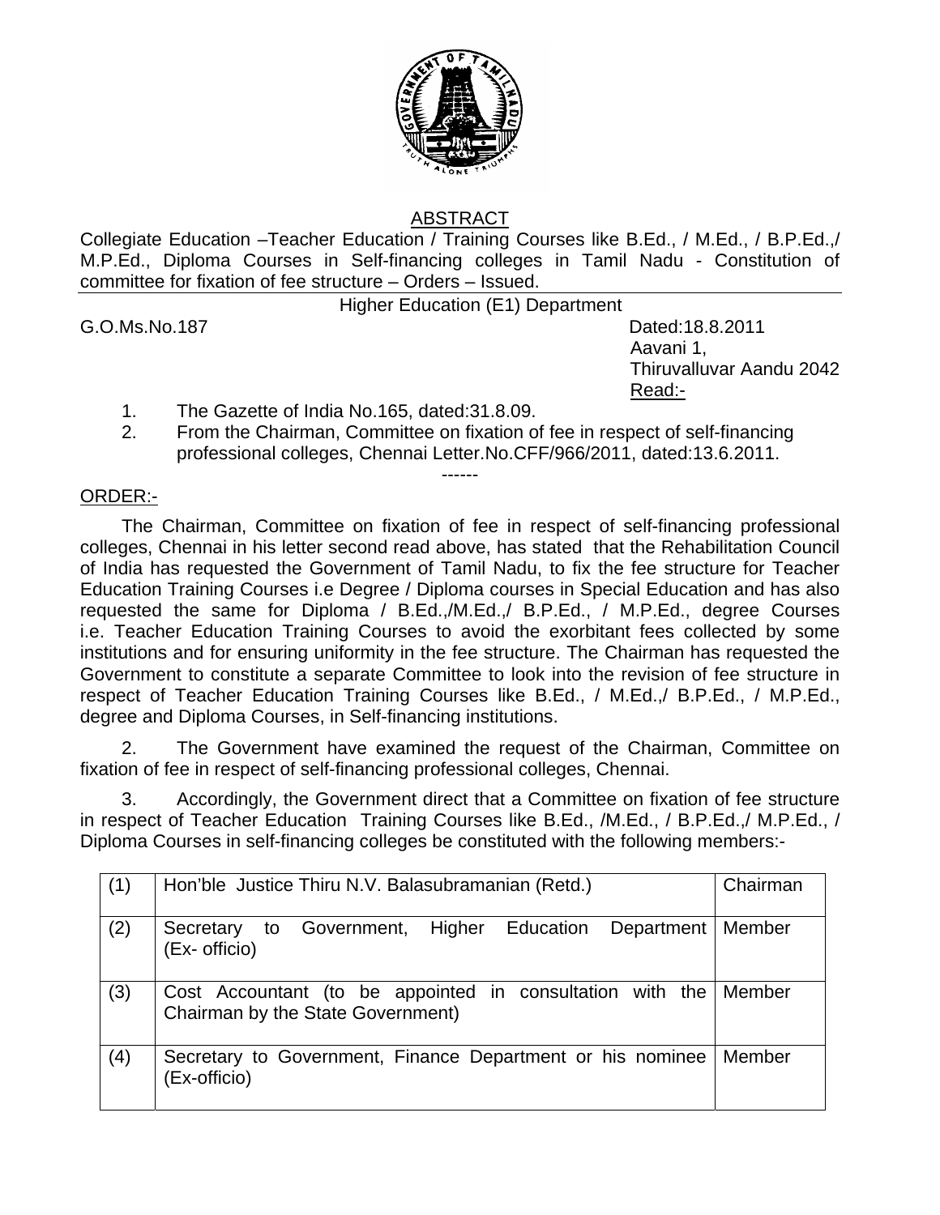## ABSTRACT

Collegiate Education –Teacher Education / Training Courses like B.Ed., / M.Ed., / B.P.Ed.,/ M.P.Ed., Diploma Courses in Self-financing colleges in Tamil Nadu - Constitution of committee for fixation of fee structure – Orders – Issued.

Higher Education (E1) Department

G.O.Ms.No.187

Dated:18.8.2011
Aavani 1,
Thiruvalluvar Aandu 2042

Read:-

1. The Gazette of India No.165, dated:31.8.09.
2. From the Chairman, Committee on fixation of fee in respect of self-financing professional colleges, Chennai Letter.No.CFF/966/2011, dated:13.6.2011.

------

ORDER:-

The Chairman, Committee on fixation of fee in respect of self-financing professional colleges, Chennai in his letter second read above, has stated that the Rehabilitation Council of India has requested the Government of Tamil Nadu, to fix the fee structure for Teacher Education Training Courses i.e Degree / Diploma courses in Special Education and has also requested the same for Diploma / B.Ed.,/M.Ed.,/ B.P.Ed., / M.P.Ed., degree Courses i.e. Teacher Education Training Courses to avoid the exorbitant fees collected by some institutions and for ensuring uniformity in the fee structure. The Chairman has requested the Government to constitute a separate Committee to look into the revision of fee structure in respect of Teacher Education Training Courses like B.Ed., / M.Ed.,/ B.P.Ed., / M.P.Ed., degree and Diploma Courses, in Self-financing institutions.

2. The Government have examined the request of the Chairman, Committee on fixation of fee in respect of self-financing professional colleges, Chennai.

3. Accordingly, the Government direct that a Committee on fixation of fee structure in respect of Teacher Education Training Courses like B.Ed., /M.Ed., / B.P.Ed.,/ M.P.Ed., / Diploma Courses in self-financing colleges be constituted with the following members:-

| | | |
|---|---|---|
| (1) | Hon'ble Justice Thiru N.V. Balasubramanian (Retd.) | Chairman |
| (2) | Secretary to Government, Higher Education Department (Ex- officio) | Member |
| (3) | Cost Accountant (to be appointed in consultation with the Chairman by the State Government) | Member |
| (4) | Secretary to Government, Finance Department or his nominee (Ex-officio) | Member |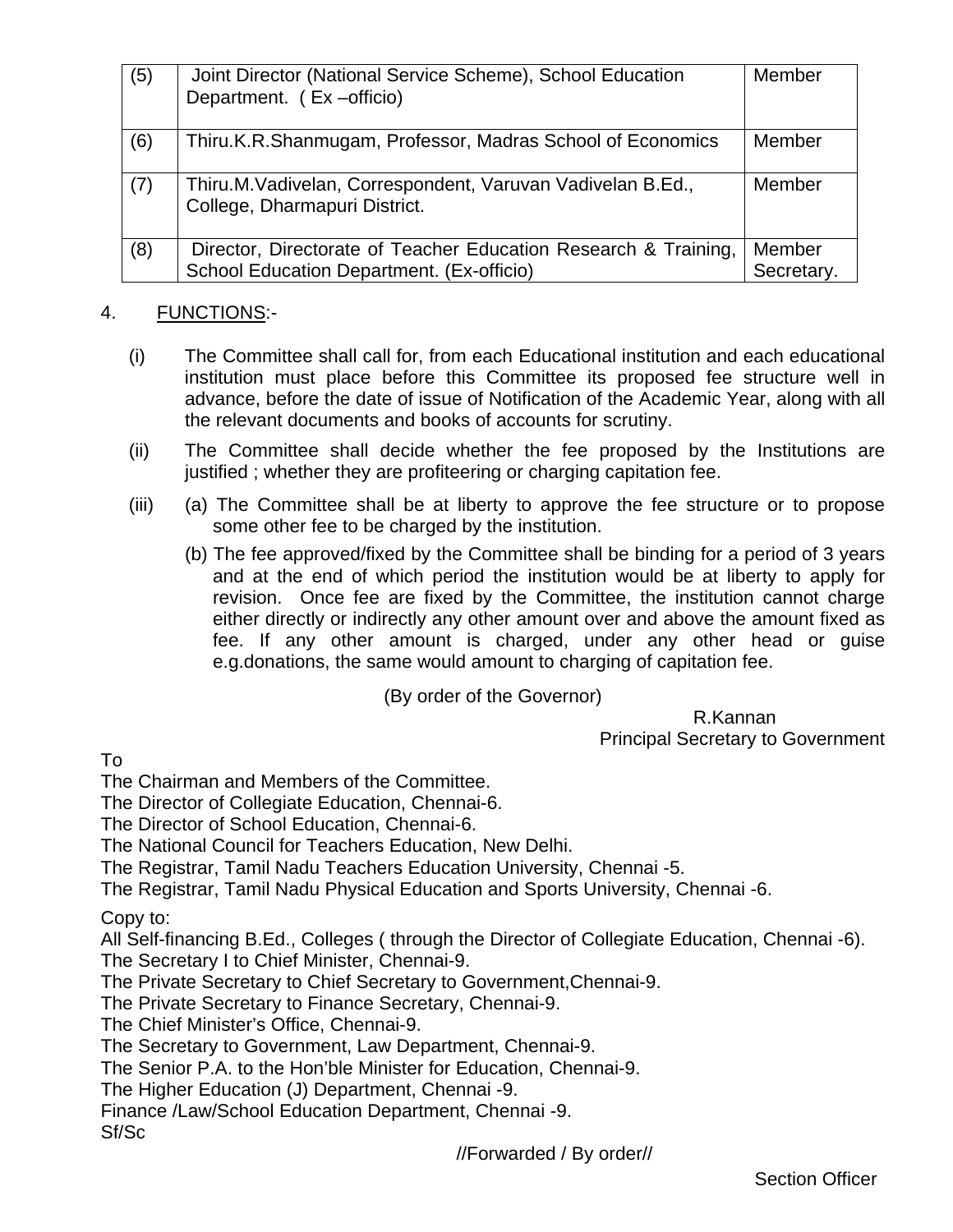| | | |
|---|---|---|
| (5) | Joint Director (National Service Scheme), School Education Department. ( Ex –officio) | Member |
| (6) | Thiru.K.R.Shanmugam, Professor, Madras School of Economics | Member |
| (7) | Thiru.M.Vadivelan, Correspondent, Varuvan Vadivelan B.Ed., College, Dharmapuri District. | Member |
| (8) | Director, Directorate of Teacher Education Research & Training, School Education Department. (Ex-officio) | Member Secretary. |

4. FUNCTIONS:-

(i) The Committee shall call for, from each Educational institution and each educational institution must place before this Committee its proposed fee structure well in advance, before the date of issue of Notification of the Academic Year, along with all the relevant documents and books of accounts for scrutiny.

(ii) The Committee shall decide whether the fee proposed by the Institutions are justified ; whether they are profiteering or charging capitation fee.

(iii) (a) The Committee shall be at liberty to approve the fee structure or to propose some other fee to be charged by the institution.

(b) The fee approved/fixed by the Committee shall be binding for a period of 3 years and at the end of which period the institution would be at liberty to apply for revision. Once fee are fixed by the Committee, the institution cannot charge either directly or indirectly any other amount over and above the amount fixed as fee. If any other amount is charged, under any other head or guise e.g.donations, the same would amount to charging of capitation fee.

(By order of the Governor)

R.Kannan
Principal Secretary to Government

To
The Chairman and Members of the Committee.
The Director of Collegiate Education, Chennai-6.
The Director of School Education, Chennai-6.
The National Council for Teachers Education, New Delhi.
The Registrar, Tamil Nadu Teachers Education University, Chennai -5.
The Registrar, Tamil Nadu Physical Education and Sports University, Chennai -6.

Copy to:
All Self-financing B.Ed., Colleges ( through the Director of Collegiate Education, Chennai -6).
The Secretary I to Chief Minister, Chennai-9.
The Private Secretary to Chief Secretary to Government,Chennai-9.
The Private Secretary to Finance Secretary, Chennai-9.
The Chief Minister's Office, Chennai-9.
The Secretary to Government, Law Department, Chennai-9.
The Senior P.A. to the Hon'ble Minister for Education, Chennai-9.
The Higher Education (J) Department, Chennai -9.
Finance /Law/School Education Department, Chennai -9.
Sf/Sc

//Forwarded / By order//

Section Officer